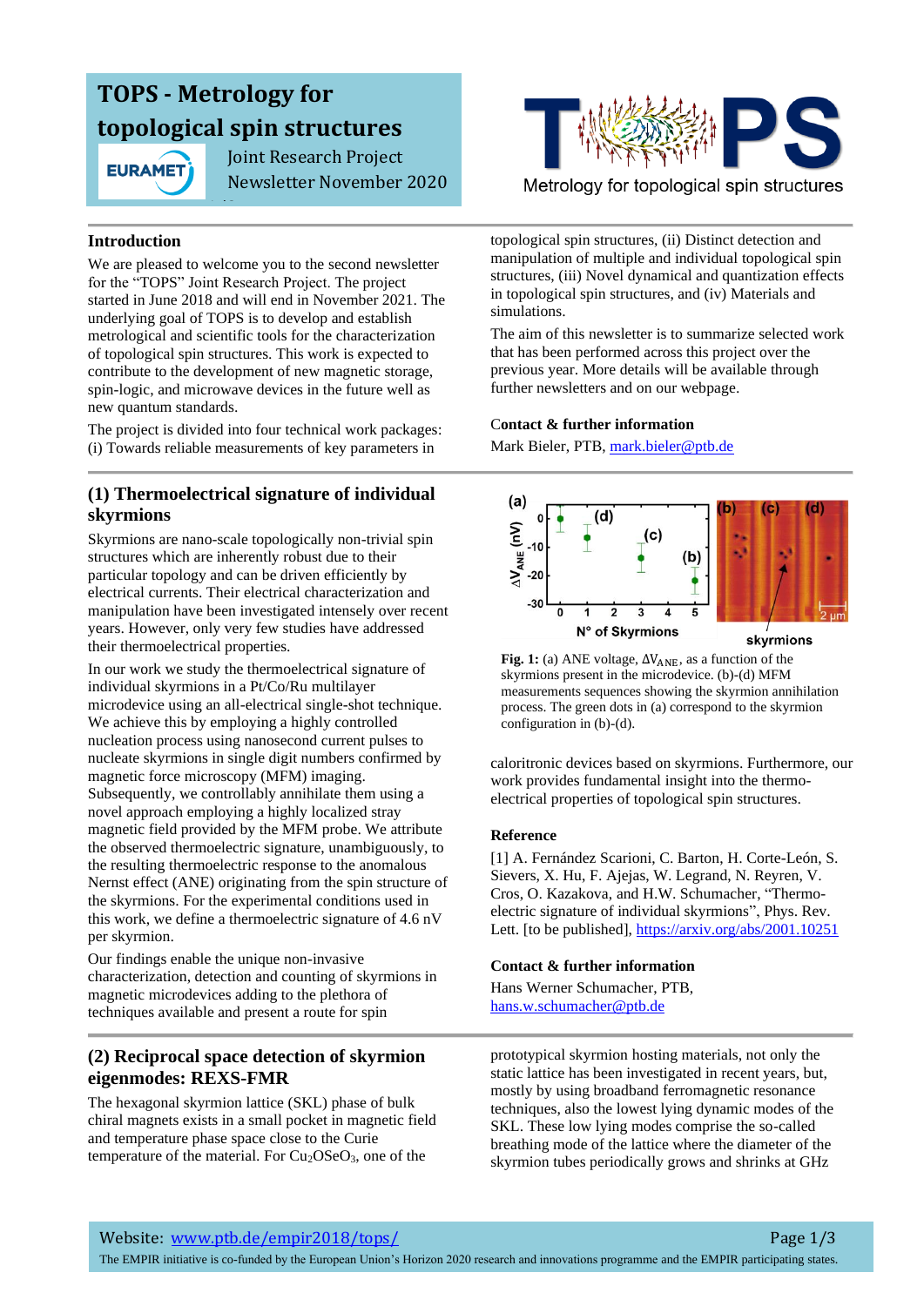# TOPS - Metrology for topological spin structures

EURAMET

Joint Research Project
Newsletter November 2020

TOPS

Metrology for topological spin structures

## Introduction

We are pleased to welcome you to the second newsletter for the "TOPS" Joint Research Project. The project started in June 2018 and will end in November 2021. The underlying goal of TOPS is to develop and establish metrological and scientific tools for the characterization of topological spin structures. This work is expected to contribute to the development of new magnetic storage, spin-logic, and microwave devices in the future well as new quantum standards.

The project is divided into four technical work packages: (i) Towards reliable measurements of key parameters in topological spin structures, (ii) Distinct detection and manipulation of multiple and individual topological spin structures, (iii) Novel dynamical and quantization effects in topological spin structures, and (iv) Materials and simulations.

The aim of this newsletter is to summarize selected work that has been performed across this project over the previous year. More details will be available through further newsletters and on our webpage.

### Contact & further information

Mark Bieler, PTB, mark.bieler@ptb.de

## (1) Thermoelectrical signature of individual skyrmions

Skyrmions are nano-scale topologically non-trivial spin structures which are inherently robust due to their particular topology and can be driven efficiently by electrical currents. Their electrical characterization and manipulation have been investigated intensely over recent years. However, only very few studies have addressed their thermoelectrical properties.

In our work we study the thermoelectrical signature of individual skyrmions in a Pt/Co/Ru multilayer microdevice using an all-electrical single-shot technique. We achieve this by employing a highly controlled nucleation process using nanosecond current pulses to nucleate skyrmions in single digit numbers confirmed by magnetic force microscopy (MFM) imaging. Subsequently, we controllably annihilate them using a novel approach employing a highly localized stray magnetic field provided by the MFM probe. We attribute the observed thermoelectric signature, unambiguously, to the resulting thermoelectric response to the anomalous Nernst effect (ANE) originating from the spin structure of the skyrmions. For the experimental conditions used in this work, we define a thermoelectric signature of 4.6 nV per skyrmion.

Our findings enable the unique non-invasive characterization, detection and counting of skyrmions in magnetic microdevices adding to the plethora of techniques available and present a route for spin caloritronic devices based on skyrmions. Furthermore, our work provides fundamental insight into the thermo-electrical properties of topological spin structures.

**Fig. 1:** (a) ANE voltage, $\Delta V_{ANE}$, as a function of the skyrmions present in the microdevice. (b)-(d) MFM measurements sequences showing the skyrmion annihilation process. The green dots in (a) correspond to the skyrmion configuration in (b)-(d).

### Reference

[1] A. Fernández Scarioni, C. Barton, H. Corte-León, S. Sievers, X. Hu, F. Ajejas, W. Legrand, N. Reyren, V. Cros, O. Kazakova, and H.W. Schumacher, "Thermo-electric signature of individual skyrmions", Phys. Rev. Lett. [to be published], https://arxiv.org/abs/2001.10251

### Contact & further information

Hans Werner Schumacher, PTB, hans.w.schumacher@ptb.de

## (2) Reciprocal space detection of skyrmion eigenmodes: REXS-FMR

The hexagonal skyrmion lattice (SKL) phase of bulk chiral magnets exists in a small pocket in magnetic field and temperature phase space close to the Curie temperature of the material. For $Cu_2OSeO_3$, one of the prototypical skyrmion hosting materials, not only the static lattice has been investigated in recent years, but, mostly by using broadband ferromagnetic resonance techniques, also the lowest lying dynamic modes of the SKL. These low lying modes comprise the so-called breathing mode of the lattice where the diameter of the skyrmion tubes periodically grows and shrinks at GHz

Website: www.ptb.de/empir2018/tops/

The EMPIR initiative is co-funded by the European Union's Horizon 2020 research and innovations programme and the EMPIR participating states.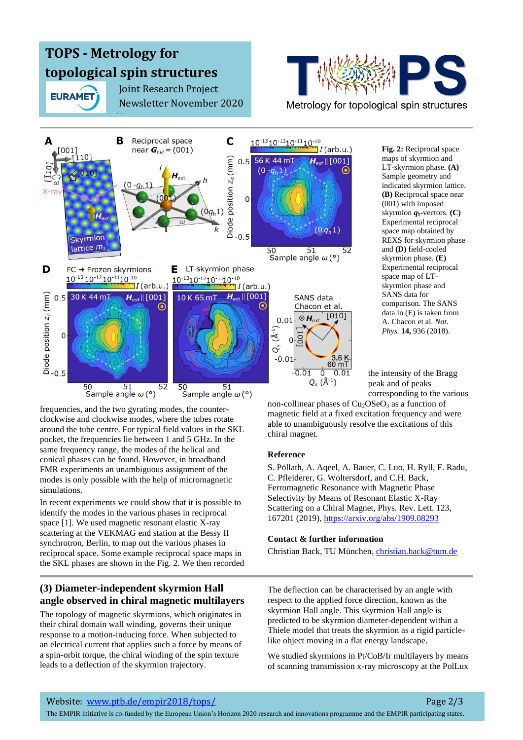# TOPS - Metrology for topological spin structures

EURAMET Joint Research Project Newsletter November 2020

Metrology for topological spin structures

**Fig. 2:** Reciprocal space maps of skyrmion and LT-skyrmion phase. **(A)** Sample geometry and indicated skyrmion lattice. **(B)** Reciprocal space near (001) with imposed skyrmion $\boldsymbol{q}_h$-vectors. **(C)** Experimental reciprocal space map obtained by REXS for skyrmion phase and **(D)** field-cooled skyrmion phase. **(E)** Experimental reciprocal space map of LT-skyrmion phase and SANS data for comparison. The SANS data in (E) is taken from A. Chacon et al. *Nat. Phys.* **14,** 936 (2018).

frequencies, and the two gyrating modes, the counter-clockwise and clockwise modes, where the tubes rotate around the tube centre. For typical field values in the SKL pocket, the frequencies lie between 1 and 5 GHz. In the same frequency range, the modes of the helical and conical phases can be found. However, in broadband FMR experiments an unambiguous assignment of the modes is only possible with the help of micromagnetic simulations.

In recent experiments we could show that it is possible to identify the modes in the various phases in reciprocal space [1]. We used magnetic resonant elastic X-ray scattering at the VEKMAG end station at the Bessy II synchrotron, Berlin, to map out the various phases in reciprocal space. Some example reciprocal space maps in the SKL phases are shown in the Fig. 2. We then recorded the intensity of the Bragg peak and of peaks corresponding to the various non-collinear phases of $Cu_2OSeO_3$ as a function of magnetic field at a fixed excitation frequency and were able to unambiguously resolve the excitations of this chiral magnet.

**Reference**

S. Pöllath, A. Aqeel, A. Bauer, C. Luo, H. Ryll, F. Radu, C. Pfleiderer, G. Woltersdorf, and C.H. Back, Ferromagnetic Resonance with Magnetic Phase Selectivity by Means of Resonant Elastic X-Ray Scattering on a Chiral Magnet, Phys. Rev. Lett. 123, 167201 (2019), https://arxiv.org/abs/1909.08293

**Contact & further information**

Christian Back, TU München, christian.back@tum.de

## (3) Diameter-independent skyrmion Hall angle observed in chiral magnetic multilayers

The topology of magnetic skyrmions, which originates in their chiral domain wall winding, governs their unique response to a motion-inducing force. When subjected to an electrical current that applies such a force by means of a spin-orbit torque, the chiral winding of the spin texture leads to a deflection of the skyrmion trajectory.

The deflection can be characterised by an angle with respect to the applied force direction, known as the skyrmion Hall angle. This skyrmion Hall angle is predicted to be skyrmion diameter-dependent within a Thiele model that treats the skyrmion as a rigid particle-like object moving in a flat energy landscape.

We studied skyrmions in Pt/CoB/Ir multilayers by means of scanning transmission x-ray microscopy at the PolLux

Website: www.ptb.de/empir2018/tops/

The EMPIR initiative is co-funded by the European Union's Horizon 2020 research and innovations programme and the EMPIR participating states.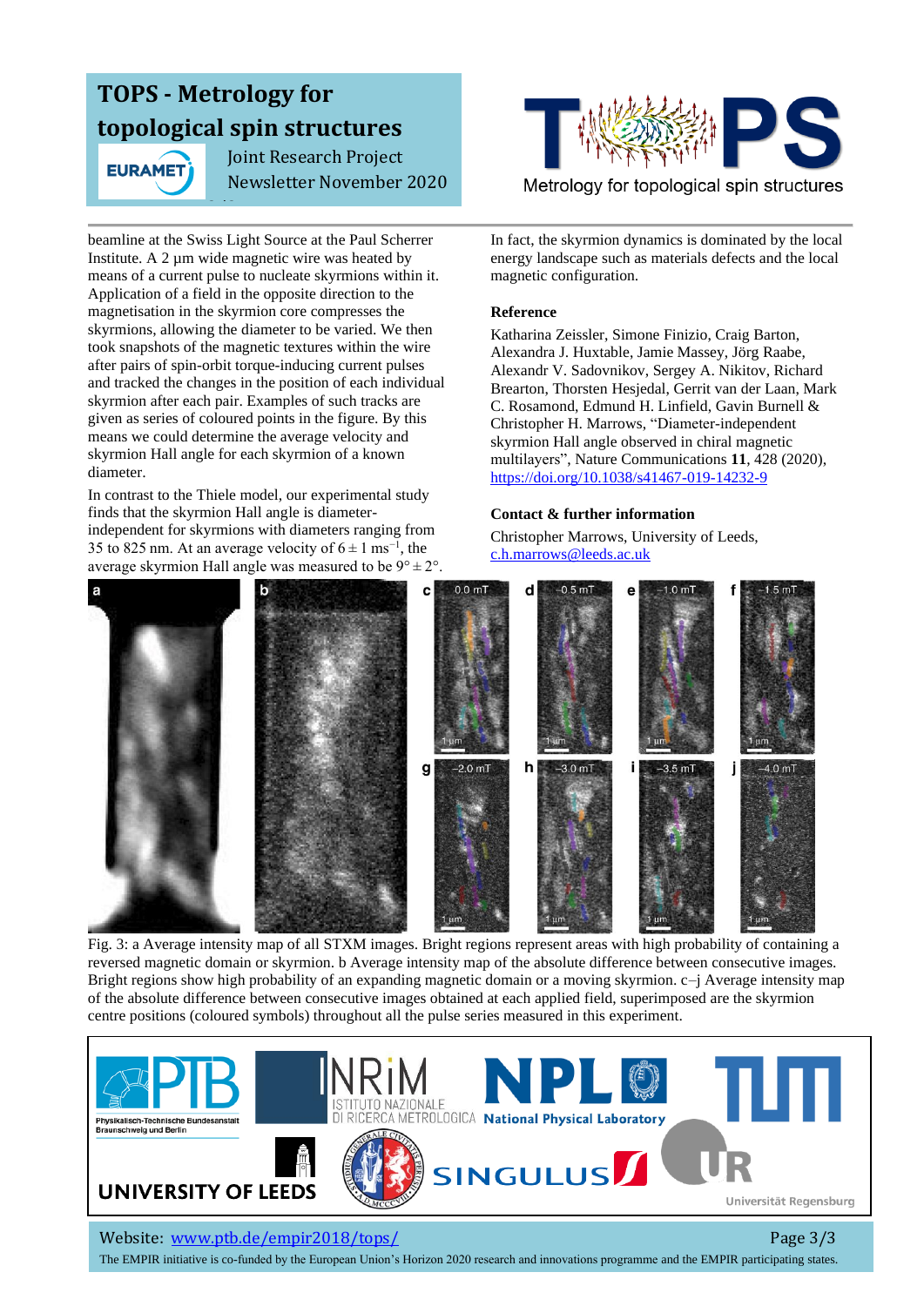beamline at the Swiss Light Source at the Paul Scherrer Institute. A 2 µm wide magnetic wire was heated by means of a current pulse to nucleate skyrmions within it. Application of a field in the opposite direction to the magnetisation in the skyrmion core compresses the skyrmions, allowing the diameter to be varied. We then took snapshots of the magnetic textures within the wire after pairs of spin-orbit torque-inducing current pulses and tracked the changes in the position of each individual skyrmion after each pair. Examples of such tracks are given as series of coloured points in the figure. By this means we could determine the average velocity and skyrmion Hall angle for each skyrmion of a known diameter.

In contrast to the Thiele model, our experimental study finds that the skyrmion Hall angle is diameter-independent for skyrmions with diameters ranging from 35 to 825 nm. At an average velocity of $6 \pm 1$ ms$^{-1}$, the average skyrmion Hall angle was measured to be $9° \pm 2°$. In fact, the skyrmion dynamics is dominated by the local energy landscape such as materials defects and the local magnetic configuration.

### Reference

Katharina Zeissler, Simone Finizio, Craig Barton, Alexandra J. Huxtable, Jamie Massey, Jörg Raabe, Alexandr V. Sadovnikov, Sergey A. Nikitov, Richard Brearton, Thorsten Hesjedal, Gerrit van der Laan, Mark C. Rosamond, Edmund H. Linfield, Gavin Burnell & Christopher H. Marrows, "Diameter-independent skyrmion Hall angle observed in chiral magnetic multilayers", Nature Communications **11**, 428 (2020), https://doi.org/10.1038/s41467-019-14232-9

### Contact & further information

Christopher Marrows, University of Leeds, c.h.marrows@leeds.ac.uk

Fig. 3: a Average intensity map of all STXM images. Bright regions represent areas with high probability of containing a reversed magnetic domain or skyrmion. b Average intensity map of the absolute difference between consecutive images. Bright regions show high probability of an expanding magnetic domain or a moving skyrmion. c–j Average intensity map of the absolute difference between consecutive images obtained at each applied field, superimposed are the skyrmion centre positions (coloured symbols) throughout all the pulse series measured in this experiment.

Website: www.ptb.de/empir2018/tops/

The EMPIR initiative is co-funded by the European Union's Horizon 2020 research and innovations programme and the EMPIR participating states.